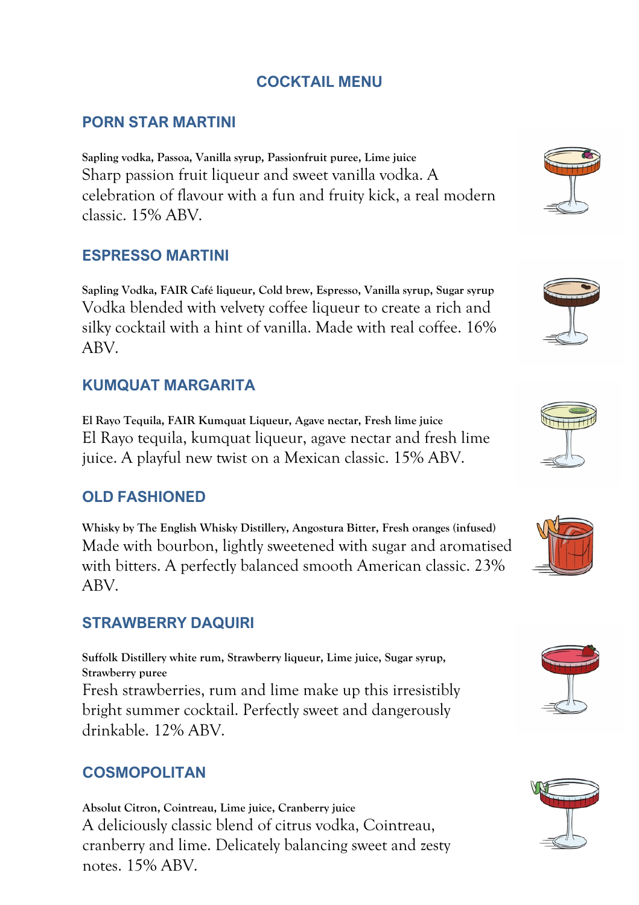# COCKTAIL MENU

## PORN STAR MARTINI

**Sapling vodka, Passoa, Vanilla syrup, Passionfruit puree, Lime juice**

Sharp passion fruit liqueur and sweet vanilla vodka. A celebration of flavour with a fun and fruity kick, a real modern classic. 15% ABV.

## ESPRESSO MARTINI

**Sapling Vodka, FAIR Café liqueur, Cold brew, Espresso, Vanilla syrup, Sugar syrup**

Vodka blended with velvety coffee liqueur to create a rich and silky cocktail with a hint of vanilla. Made with real coffee. 16% ABV.

## KUMQUAT MARGARITA

**El Rayo Tequila, FAIR Kumquat Liqueur, Agave nectar, Fresh lime juice**

El Rayo tequila, kumquat liqueur, agave nectar and fresh lime juice. A playful new twist on a Mexican classic. 15% ABV.

## OLD FASHIONED

**Whisky by The English Whisky Distillery, Angostura Bitter, Fresh oranges (infused)**

Made with bourbon, lightly sweetened with sugar and aromatised with bitters. A perfectly balanced smooth American classic. 23% ABV.

## STRAWBERRY DAQUIRI

**Suffolk Distillery white rum, Strawberry liqueur, Lime juice, Sugar syrup, Strawberry puree**

Fresh strawberries, rum and lime make up this irresistibly bright summer cocktail. Perfectly sweet and dangerously drinkable. 12% ABV.

## COSMOPOLITAN

**Absolut Citron, Cointreau, Lime juice, Cranberry juice**

A deliciously classic blend of citrus vodka, Cointreau, cranberry and lime. Delicately balancing sweet and zesty notes. 15% ABV.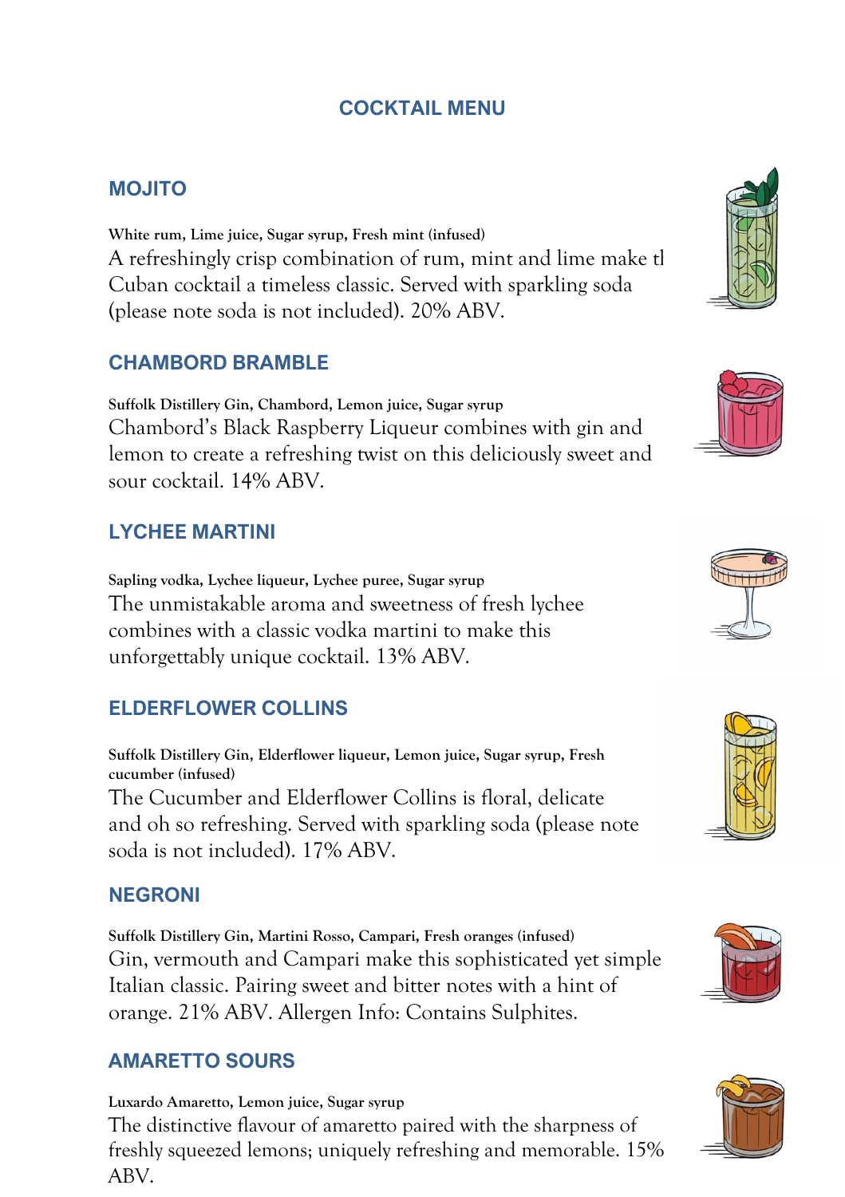# COCKTAIL MENU

## MOJITO

**White rum, Lime juice, Sugar syrup, Fresh mint (infused)**

A refreshingly crisp combination of rum, mint and lime make tl Cuban cocktail a timeless classic. Served with sparkling soda (please note soda is not included). 20% ABV.

## CHAMBORD BRAMBLE

**Suffolk Distillery Gin, Chambord, Lemon juice, Sugar syrup**

Chambord's Black Raspberry Liqueur combines with gin and lemon to create a refreshing twist on this deliciously sweet and sour cocktail. 14% ABV.

## LYCHEE MARTINI

**Sapling vodka, Lychee liqueur, Lychee puree, Sugar syrup**

The unmistakable aroma and sweetness of fresh lychee combines with a classic vodka martini to make this unforgettably unique cocktail. 13% ABV.

## ELDERFLOWER COLLINS

**Suffolk Distillery Gin, Elderflower liqueur, Lemon juice, Sugar syrup, Fresh cucumber (infused)**

The Cucumber and Elderflower Collins is floral, delicate and oh so refreshing. Served with sparkling soda (please note soda is not included). 17% ABV.

## NEGRONI

**Suffolk Distillery Gin, Martini Rosso, Campari, Fresh oranges (infused)**

Gin, vermouth and Campari make this sophisticated yet simple Italian classic. Pairing sweet and bitter notes with a hint of orange. 21% ABV. Allergen Info: Contains Sulphites.

## AMARETTO SOURS

**Luxardo Amaretto, Lemon juice, Sugar syrup**

The distinctive flavour of amaretto paired with the sharpness of freshly squeezed lemons; uniquely refreshing and memorable. 15% ABV.